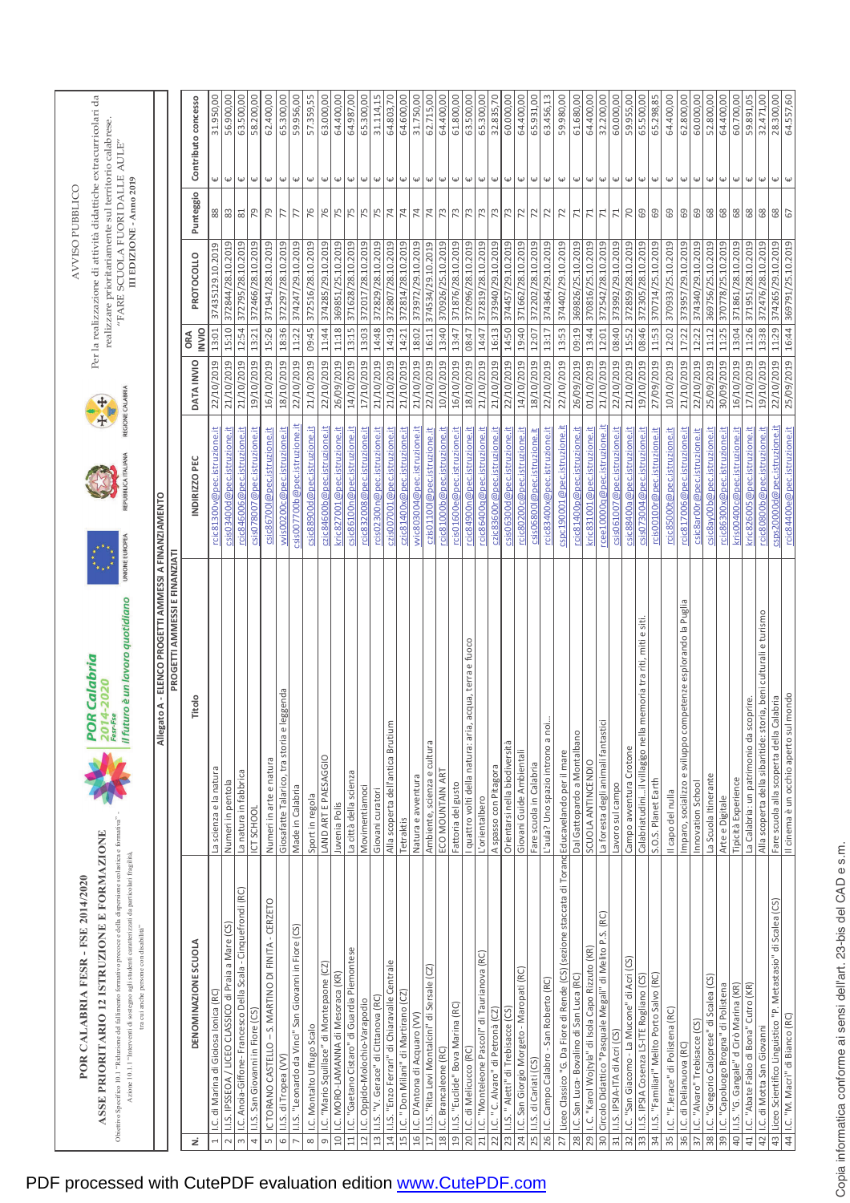**POR CALABRIA FESR - FSE 2014/2020**

**ASSE PRIORITARIO 12 ISTRUZIONE E FORMAZIONE**

Obiettivo Specifico 10.1 "Riduzione del fallimento formativo precoce e della dispersione scolastica e formativa" - Azione 10.1.1 "Interventi di sostegno agli studenti caratterizzati da particolari fragilità, tra cui anche persone con disabilità"

POR Calabria 2014-2020 Fesr-Fse — Il futuro è un lavoro quotidiano

UNIONE EUROPEA — REPUBBLICA ITALIANA — REGIONE CALABRIA

**AVVISO PUBBLICO**

Per la realizzazione di attività didattiche extracurricolari da realizzare prioritariamente sul territorio calabrese.

"FARE SCUOLA FUORI DALLE AULE"

III EDIZIONE - Anno 2019

**Allegato A - ELENCO PROGETTI AMMESSI A FINANZIAMENTO**

**PROGETTI AMMESSI E FINANZIATI**

| N. | DENOMINAZIONE SCUOLA | Titolo | INDIRIZZO PEC | DATA INVIO | ORA INVIO | PROTOCOLLO | Punteggio | Contributo concesso |
|---|---|---|---|---|---|---|---|---|
| 1 | I.C. di Marina di Gioiosa Ionica (RC) | La scienza e la natura | rcic81300v@pec.istruzione.it | 22/10/2019 | 13:01 | 374351 29.10.2019 | 88 | € 31.950,00 |
| 2 | I.I.S. IPSSEOA / LICEO CLASSICO di Praia a Mare (CS) | Numeri in pentola | csis03400d@pec.istruzione.it | 21/10/2019 | 15:10 | 372844/28.10.2019 | 83 | € 56.900,00 |
| 3 | I.C. Anoia-Giffone - Francesco Della Scala - Cinquefrondi (RC) | La natura in fabbrica | rcic846006@pec.istruzione.it | 21/10/2019 | 12:54 | 372795/28.10.2019 | 81 | € 63.500,00 |
| 4 | I.I.S. San Giovanni in Fiore (CS) | ICT SCHOOL | csis078007@pec.istruzione.it | 19/10/2019 | 13:21 | 372466/28.10.2019 | 79 | € 58.200,00 |
| 5 | IC TORANO CASTELLO – S. MARTINO DI FINITA - CERZETO | Numeri in arte e natura | csic86700l@pec.istruzione.it | 16/10/2019 | 15:26 | 371941/28.10.2019 | 79 | € 62.400,00 |
| 6 | I.I.S. di Tropea (VV) | Giosafatte Talarico, tra storia e leggenda | vvis00200c@pec.istruzione.it | 18/10/2019 | 18:36 | 372297/28.10.2019 | 77 | € 65.300,00 |
| 7 | I.I.S. "Leonardo da Vinci" San Giovanni in Fiore (CS) | Made in Calabria | csis007700b@pec.istruzione.it | 22/10/2019 | 11:22 | 374247/29.10.2019 | 77 | € 59.956,00 |
| 8 | I.C. Montalto Uffugo Scalo | Sport in regola | csic88900d@pec.istruzione.it | 21/10/2019 | 09:45 | 372516/28.10.2019 | 76 | € 57.359,55 |
| 9 | I.C. "Mario Squillace" di Montepaone (CZ) | LAND ART E PAESAGGIO | czic84600b@pec.istruzione.it | 22/10/2019 | 11:44 | 374285/29.10.2019 | 76 | € 63.000,00 |
| 10 | I.C. MORO-LAMANNA di Mesoraca (KR) | Juvenia Polis | kric827001@pec.istruzione.it | 26/09/2019 | 11:18 | 369851/25.10.2019 | 75 | € 64.400,00 |
| 11 | I.C. "Gaetano Cistaro" di Guardia Piemontese | La città della scienza | csic86100n@pec.istruzione.it | 14/10/2019 | 13:15 | 371628/28.10.2019 | 75 | € 64.987,00 |
| 12 | I.C. Oppido-Molochio-Varapodio | Movimentiamoci | rcic832008@pec.istruzione.it | 17/10/2019 | 13:03 | 372017/28.10.2019 | 75 | € 65.300,00 |
| 13 | I.I.S. "V. Gerace" di Cittanova (RC) | Giovani curatori | rcis02300n@pec.istruzione.it | 21/10/2019 | 14:48 | 372829/28.10.2019 | 75 | € 31.114,15 |
| 14 | I.I.S. "Enzo Ferrari" di Chiaravalle Centrale | Alla scoperta dell'antica Brutium | czis007001@pec.istruzione.it | 21/10/2019 | 14:21 | 372807/28.10.2019 | 74 | € 64.803,70 |
| 15 | I.C. "Don Milani" di Martirano (CZ) | Tetraktis | czic81400x@pec.istruzione.it | 21/10/2019 | 14:21 | 372814/28.10.2019 | 74 | € 64.600,00 |
| 16 | I.C. D'Antona di Acquaro (VV) | Natura e avventura | vvic80300l@pec.istruzione.it | 21/10/2019 | 18:02 | 373972/29.10.2019 | 74 | € 31.750,00 |
| 17 | I.I.S. "Rita Levi Montalcini" di Sersale (CZ) | Ambiente, scienza e cultura | czis01100l@pec.istruzione.it | 22/10/2019 | 16:11 | 374534/29.10.2019 | 74 | € 62.715,00 |
| 18 | I.C. Brancaleone (RC) | ECO MOUNTAIN ART | rcic81000b@pec.istruzione.it | 10/10/2019 | 13:40 | 370926/25.10.2019 | 73 | € 64.400,00 |
| 19 | I.I.S. "Euclide" Bova Marina (RC) | Fattoria del gusto | rcis01600e@pec.istruzione.it | 16/10/2019 | 13:47 | 371876/28.10.2019 | 73 | € 61.800,00 |
| 20 | I.C. di Melicucco (RC) | I quattro volti della natura: aria, acqua, terra e fuoco | rcic84900n@pec.istruzione.it | 18/10/2019 | 08:47 | 372096/28.10.2019 | 73 | € 63.500,00 |
| 21 | I.C. "Monteleone Pascoli" di Taurianova (RC) | L'orientalbero | rcic86400q@pec.istruzione.it | 21/10/2019 | 14:47 | 372819/28.10.2019 | 73 | € 65.300,00 |
| 22 | I.C. "C. Alvaro" di Petronà (CZ) | A spasso con Pitagora | czic83600r@pec.istruzione.it | 21/10/2019 | 16:13 | 373940/29.10.2019 | 73 | € 32.835,70 |
| 23 | I.I.S. "Aletti" di Trebisacce (CS) | Orientarsi nella biodiversità | csis06300d@pec.istruzione.it | 22/10/2019 | 14:50 | 374457/29.10.2019 | 73 | € 60.000,00 |
| 24 | I.C. San Giorgio Morgeto - Maropati (RC) | Giovani Guide Ambientali | rcic80200c@pec.istruzione.it | 14/10/2019 | 19:40 | 371662/28.10.2019 | 72 | € 64.400,00 |
| 25 | I.I.S. di Cariati (CS) | Fare scuola in Calabria | csis06800l@pec.istruzione.it | 18/10/2019 | 12:07 | 372202/28.10.2019 | 72 | € 65.931,00 |
| 26 | I.C. Campo Calabro - San Roberto (RC) | L'aula? Uno spazio intorno a noi... | rcic83400x@pec.istruzione.it | 22/10/2019 | 13:17 | 374364/29.10.2019 | 72 | € 63.456,13 |
| 27 | Liceo Classico "G. Da Fiore di Rende (CS) (sezione staccata di Torano) | Educavelando per il mare | cspc190001@pec.istruzione.it | 22/10/2019 | 13:53 | 374402/29.10.2019 | 72 | € 59.980,00 |
| 28 | I.C. San Luca - Bovalino di San Luca (RC) | Dal Gattopardo a Montalbano | rcic81400p@pec.istruzione.it | 26/09/2019 | 09:19 | 369826/25.10.2019 | 71 | € 61.680,00 |
| 29 | I. C. "Karol Wojtyla" di Isola Capo Rizzuto (KR) | SCUOLA ANTINCENDIO | kric831001@pec.istruzione.it | 01/10/2019 | 13:44 | 370816/25.10.2019 | 71 | € 64.400,00 |
| 30 | Circolo Didattico "Pasquale Megali" di Melito P.S. (RC) | La foresta degli animali fantastici | rcee10000q@pec.istruzione.it | 21/10/2019 | 12:01 | 372542/28.10.2019 | 71 | € 32.200,00 |
| 31 | I.I.S. IPSIA-ITA di Acri (CS) | Lavoro sul campo | csis061007@pec.istruzione.it | 22/10/2019 | 08:40 | 373992/29.10.2019 | 71 | € 60.000,00 |
| 32 | I.C. "San Giacomo - La Mucone" di Acri (CS) | Campo avventura Crotone | csic88400a@pec.istruzione.it | 21/10/2019 | 15:52 | 372859/28.10.2019 | 70 | € 59.955,00 |
| 33 | I.I.S. IPSIA Cosenza LS-ITE Rogliano (CS) | Calabriatudini....Il villaggio nella memoria tra riti, miti e siti. | csis073004@pec.istruzione.it | 19/10/2019 | 08:46 | 372305/28.10.2019 | 69 | € 65.500,00 |
| 34 | I.I.S. "Familiari" Melito Porto Salvo (RC) | S.O.S. Planet Earth | rcis00100r@pec.istruzione.it | 27/09/2019 | 11:53 | 370714/25.10.2019 | 69 | € 65.298,85 |
| 35 | I.C. "F.Jerace" di Polistena (RC) | Il capo del nulla | rcic85000t@pec.istruzione.it | 10/10/2019 | 12:02 | 370933/25.10.2019 | 69 | € 64.400,00 |
| 36 | I.C. di Delianuova (RC) | Imparo, socializzo e sviluppo competenze esplorando la Puglia | rcic817006@pec.istruzione.it | 21/10/2019 | 17:22 | 373957/29.10.2019 | 69 | € 62.800,00 |
| 37 | I.C. "Alvaro" Trebisacce (CS) | Innovation School | csic8ar00r@pec.istruzione.it | 22/10/2019 | 12:23 | 374340/29.10.2019 | 69 | € 60.000,00 |
| 38 | I.C. "Gregorio Caloprese" di Scalea (CS) | La Scuola Itinerante | csic8ay00b@pec.istruzione.it | 25/09/2019 | 11:12 | 369756/25.10.2019 | 68 | € 52.800,00 |
| 39 | I.C. "Capoluogo Brogna" di Polistena | Arte e Digitale | rcic86300x@pec.istruzione.it | 30/09/2019 | 11:25 | 370778/25.10.2019 | 68 | € 64.400,00 |
| 40 | I.I.S. "G. Gangale" di Cirò Marina (KR) | Tipicità Experience | kris00400c@pec.istruzione.it | 16/10/2019 | 13:04 | 371861/28.10.2019 | 68 | € 60.700,00 |
| 41 | I.C. "Abate Fabio di Bona" Cutro (KR) | La Calabria: un patrimonio da scoprire. | kric826005@pec.istruzione.it | 17/10/2019 | 11:26 | 371951/28.10.2019 | 68 | € 59.891,05 |
| 42 | I.C. di Motta San Giovanni | Alla scoperta della sibaritide: storia, beni culturali e turismo | rcic80800b@pec.istruzione.it | 19/10/2019 | 13:38 | 372476/28.10.2019 | 68 | € 32.471,00 |
| 43 | Liceo Scientifico Linguistico "P. Metastasio" di Scalea (CS) | Fare scuola alla scoperta della Calabria | csps20000d@pec.istruzione.it | 22/10/2019 | 11:29 | 374265/29.10.2019 | 68 | € 28.300,00 |
| 44 | I.C. "M. Macrì" di Bianco (RC) | Il cinema è un occhio aperto sul mondo | rcic84400e@pec.istruzione.it | 25/09/2019 | 16:44 | 369791/25.10.2019 | 67 | € 64.557,60 |

Copia informatica conforme ai sensi dell'art. 23-bis del CAD e s.m.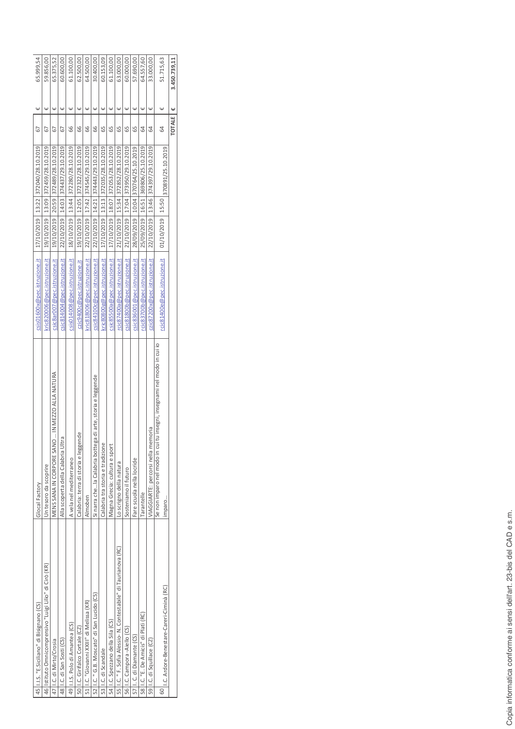| | | | | | | | | | |
|---|---|---|---|---|---|---|---|---|---|
| 45 | I.I.S. "E.Siciliano" di Bisignano (CS) | Glocal Factory | csis01600x@pec.istruzione.it | 17/10/2019 | 13:22 | 372040/28.10.2019 | 67 | € | 65.999,54 |
| 46 | Istituto Omnicomprensivo "Luigi Lilio" di Cirò (KR) | Un tesoro da scoprire | kric820006@pec.istruzione.it | 19/10/2019 | 13:09 | 372459/28.10.2019 | 67 | € | 59.856,00 |
| 47 | I.C. di Mirto/Crosia | MENS SANA IN CORPORE SANO ... IN MEZZO ALLA NATURA | csic8ar007@pec.istruzione.it | 19/10/2019 | 20:59 | 372489/28.10.2019 | 67 | € | 65.375,52 |
| 48 | I.C. di San Sosti (CS) | Alla scoperta della Calabria Ultra | csic814004@pec.istruzione.it | 22/10/2019 | 14:03 | 374437/29.10.2019 | 67 | € | 60.600,00 |
| 49 | I.I.S. Polo di Amantea (CS) | A vela nel mediterraneo | csis014008@pec.istruzione.it | 18/10/2019 | 13:44 | 372280/28.10.2019 | 66 | € | 61.100,00 |
| 50 | I.C. Girifalco Cortale (CZ) | Calabria: terra di storia e leggende | czic9400c@pec.istruzione.it | 19/10/2019 | 12:05 | 372322/28.10.2019 | 66 | € | 62.500,00 |
| 51 | I.C. "Giovanni XXIII" di Melissa (KR) | Almoben | kric818006@pec.istruzione.it | 22/10/2019 | 17:42 | 374545/29.10.2019 | 66 | € | 64.500,00 |
| 52 | I.C. " G.B. Moscato" di San Lucido (CS) | Si narra che...la Calabria bottega di arte, storia e leggende | csic84100c@pec.istruzione.it | 22/10/2019 | 14:21 | 374443/29.10.2019 | 66 | € | 30.400,00 |
| 53 | I.C. di Scandale | Calabria tra storia e tradizione | kric80800g@pec.istruzione.it | 17/10/2019 | 13:13 | 372035/28.10.2019 | 65 | € | 60.153,09 |
| 54 | I.C. Spezzano della Sila (CS) | Magna Grecia: cultura e sport | csic85500a@pec.istruzione.it | 17/10/2019 | 18:07 | 372053/28.10.2019 | 65 | € | 61.100,00 |
| 55 | I.C. " F. Sofia Alessio- N. Contestabile" di Taurianova (RC) | Lo scrigno della natura | rcic87400a@pec.istruzione.it | 21/10/2019 | 15:34 | 372852/28.10.2019 | 65 | € | 63.000,00 |
| 56 | I.C. Campora -Aiello (CS) | Sosteniamo il futuro | csic81800b@pec.istruzione.it | 21/10/2019 | 17:04 | 373950/29.10.2019 | 65 | € | 60.000,00 |
| 57 | I. C. di Diamante (CS) | Fare scuola nella locride | csic836001@pec.istruzione.it | 28/09/2019 | 10:04 | 370764/25.10.2019 | 65 | € | 57.690,00 |
| 58 | I.C. "E. De Amicis" di Platì (RC) | Tarantelle | rcic83700b@pec.istruzione.it | 25/09/2019 | 16:51 | 369806/25.10.2019 | 64 | € | 64.557,60 |
| 59 | I.C. di Squillace (CZ) | VIAGGIARTE: percorsi nella memoria | czic87200x@pec.istruzione.it | 22/10/2019 | 13:46 | 374397/29.10.2019 | 64 | € | 33.000,00 |
| 60 | I.C. Ardore-Benestare-Careri-Ciminà (RC) | Se non imparo nel modo in cui tu insegni, insegnami nel modo in cui io imparo... | rcic81400e@pec.istruzione.it | 01/10/2019 | 15:50 | 370891/25.10.2019 | 64 | € | 51.715,63 |
| | | | | | | | TOTALE | € | 3.450.739,11 |

Copia informatica conforme ai sensi dell'art. 23-bis del CAD e s.m.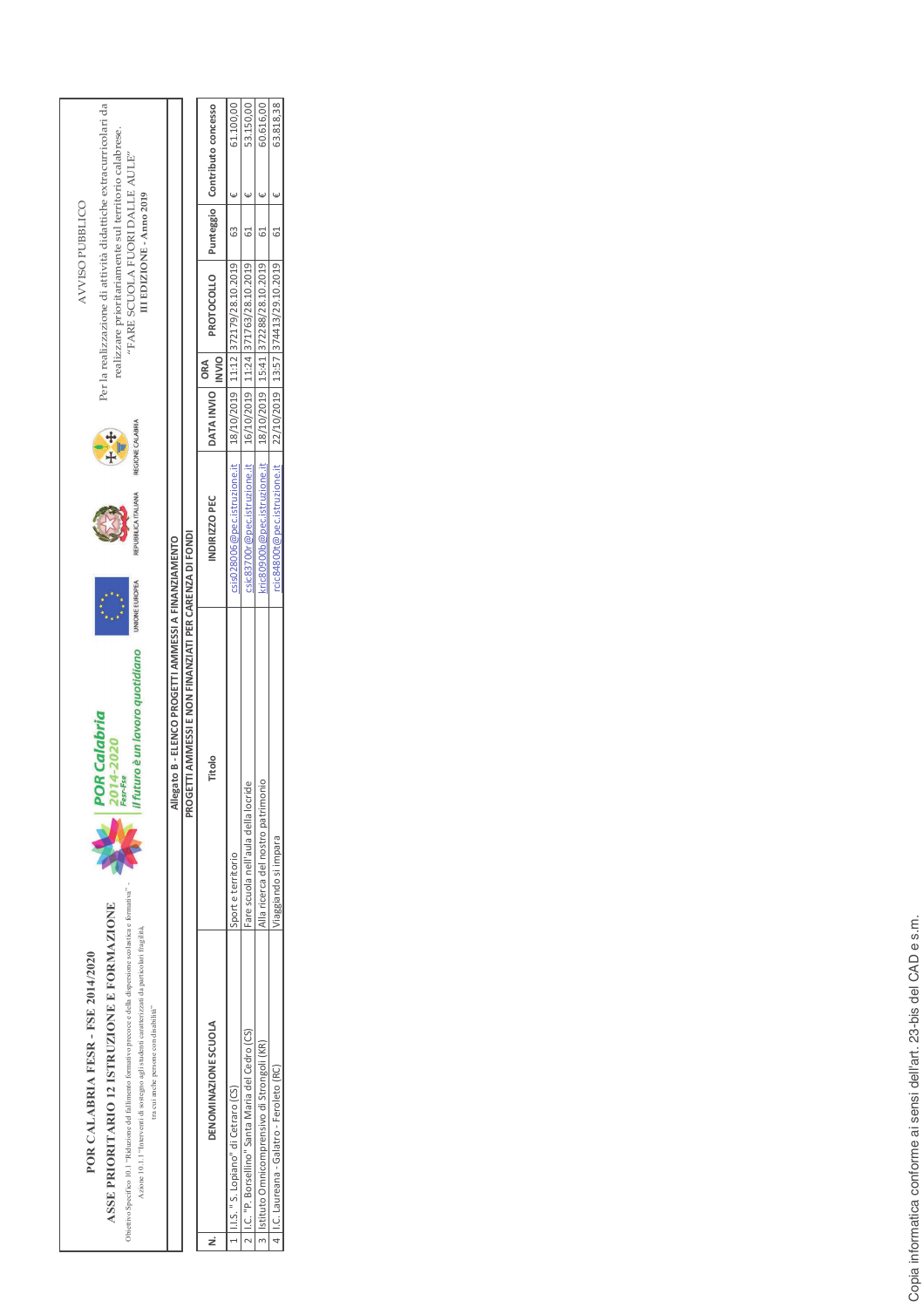**POR CALABRIA FESR - FSE 2014/2020**

**ASSE PRIORITARIO 12 ISTRUZIONE E FORMAZIONE**

Obiettivo Specifico 10.1 "Riduzione del fallimento formativo precoce e della dispersione scolastica e formativa" - Azione 10.1.1 "Interventi di sostegno agli studenti caratterizzati da particolari fragilità, tra cui anche persone con disabilità"

POR Calabria 2014-2020 Fesr-Fse *Il futuro è un lavoro quotidiano*

UNIONE EUROPEA — REPUBBLICA ITALIANA — REGIONE CALABRIA

AVVISO PUBBLICO

Per la realizzazione di attività didattiche extracurricolari da realizzare prioritariamente sul territorio calabrese.

"FARE SCUOLA FUORI DALLE AULE"

III EDIZIONE - Anno 2019

**Allegato B - ELENCO PROGETTI AMMESSI A FINANZIAMENTO**

**PROGETTI AMMESSI E NON FINANZIATI PER CARENZA DI FONDI**

| N. | DENOMINAZIONE SCUOLA | Titolo | INDIRIZZO PEC | DATA INVIO | ORA INVIO | PROTOCOLLO | Punteggio | Contributo concesso |
|---|---|---|---|---|---|---|---|---|
| 1 | I.I.S. " S. Lopiano" di Cetraro (CS) | Sport e territorio | csis028006@pec.istruzione.it | 18/10/2019 | 11:12 | 372179/28.10.2019 | 63 | € 61.100,00 |
| 2 | I.C. "P. Borsellino" Santa Maria del Cedro (CS) | Fare scuola nell'aula della locride | csic83700r@pec.istruzione.it | 16/10/2019 | 11:24 | 371763/28.10.2019 | 61 | € 53.150,00 |
| 3 | Istituto Omnicomprensivo di Strongoli (KR) | Alla ricerca del nostro patrimonio | kric80900b@pec.istruzione.it | 18/10/2019 | 15:41 | 372288/28.10.2019 | 61 | € 60.616,00 |
| 4 | I.C. Laureana - Galatro - Feroleto (RC) | Viaggiando si impara | rcic84800t@pec.istruzione.it | 22/10/2019 | 13:57 | 374413/29.10.2019 | 61 | € 63.818,38 |

Copia informatica conforme ai sensi dell'art. 23-bis del CAD e s.m.